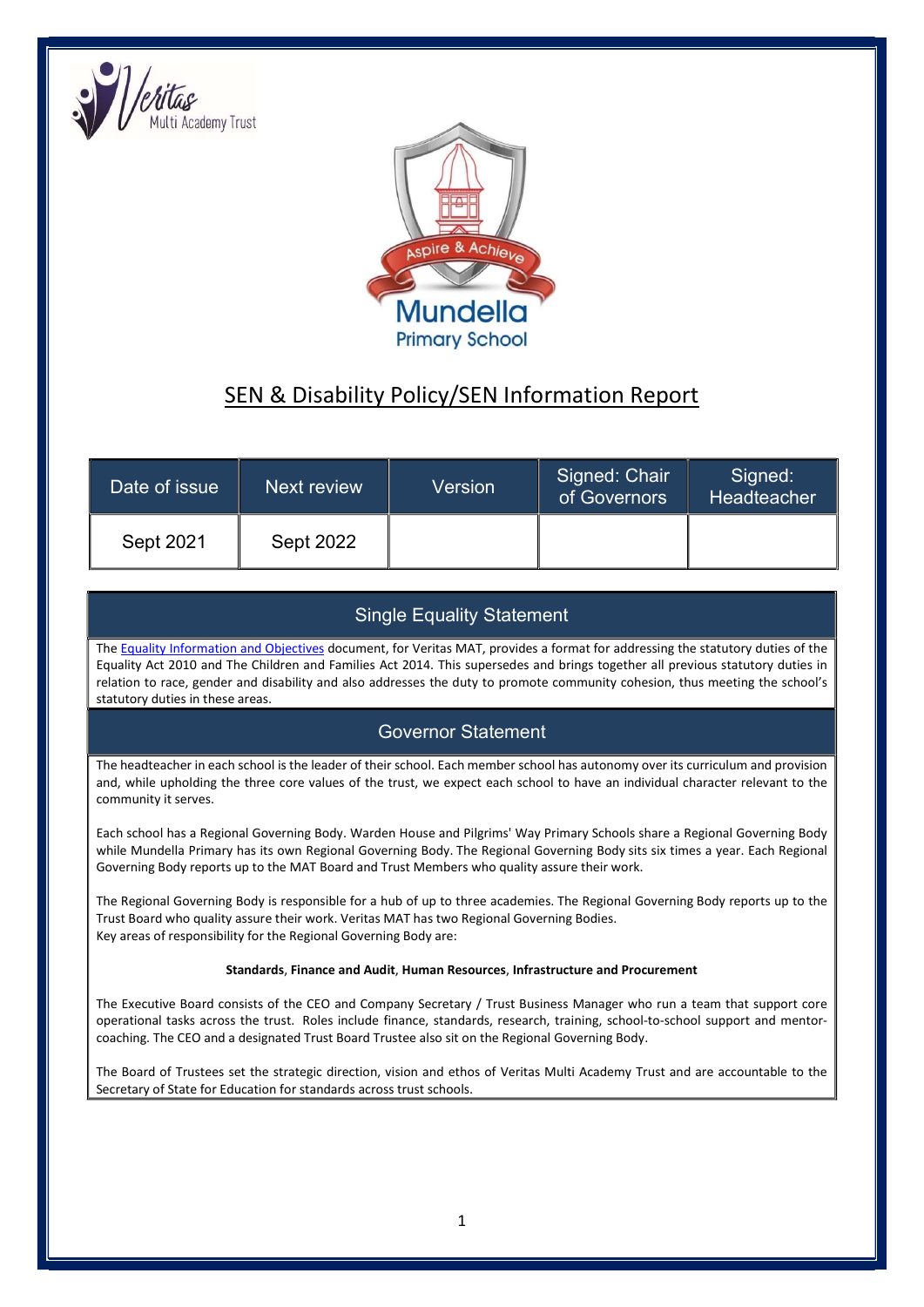Veritas Multi Academy Trust

Aspire & Achieve

Mundella Primary School

# SEN & Disability Policy/SEN Information Report

| Date of issue | Next review | Version | Signed: Chair of Governors | Signed: Headteacher |
|---|---|---|---|---|
| Sept 2021 | Sept 2022 | | | |

## Single Equality Statement

The Equality Information and Objectives document, for Veritas MAT, provides a format for addressing the statutory duties of the Equality Act 2010 and The Children and Families Act 2014. This supersedes and brings together all previous statutory duties in relation to race, gender and disability and also addresses the duty to promote community cohesion, thus meeting the school's statutory duties in these areas.

## Governor Statement

The headteacher in each school is the leader of their school. Each member school has autonomy over its curriculum and provision and, while upholding the three core values of the trust, we expect each school to have an individual character relevant to the community it serves.

Each school has a Regional Governing Body. Warden House and Pilgrims' Way Primary Schools share a Regional Governing Body while Mundella Primary has its own Regional Governing Body. The Regional Governing Body sits six times a year. Each Regional Governing Body reports up to the MAT Board and Trust Members who quality assure their work.

The Regional Governing Body is responsible for a hub of up to three academies. The Regional Governing Body reports up to the Trust Board who quality assure their work. Veritas MAT has two Regional Governing Bodies.
Key areas of responsibility for the Regional Governing Body are:

**Standards**, **Finance and Audit**, **Human Resources**, **Infrastructure and Procurement**

The Executive Board consists of the CEO and Company Secretary / Trust Business Manager who run a team that support core operational tasks across the trust. Roles include finance, standards, research, training, school-to-school support and mentor-coaching. The CEO and a designated Trust Board Trustee also sit on the Regional Governing Body.

The Board of Trustees set the strategic direction, vision and ethos of Veritas Multi Academy Trust and are accountable to the Secretary of State for Education for standards across trust schools.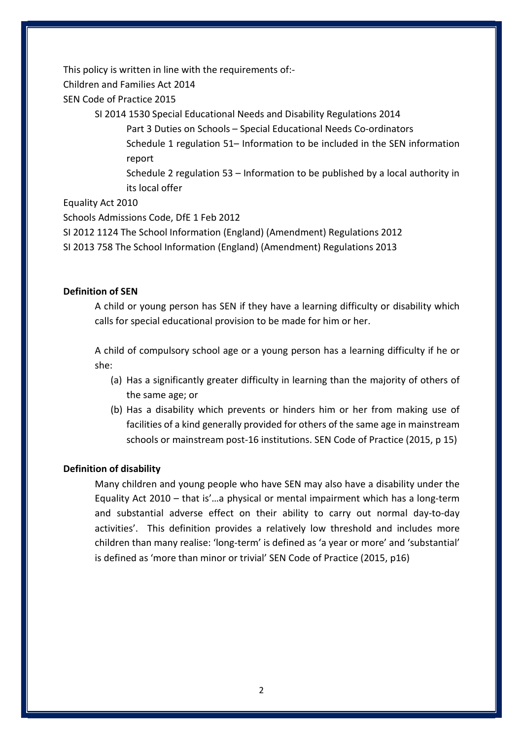This policy is written in line with the requirements of:-

Children and Families Act 2014

SEN Code of Practice 2015

- SI 2014 1530 Special Educational Needs and Disability Regulations 2014
  - Part 3 Duties on Schools – Special Educational Needs Co-ordinators
  - Schedule 1 regulation 51– Information to be included in the SEN information report
  - Schedule 2 regulation 53 – Information to be published by a local authority in its local offer

Equality Act 2010

Schools Admissions Code, DfE 1 Feb 2012

SI 2012 1124 The School Information (England) (Amendment) Regulations 2012

SI 2013 758 The School Information (England) (Amendment) Regulations 2013

**Definition of SEN**

A child or young person has SEN if they have a learning difficulty or disability which calls for special educational provision to be made for him or her.

A child of compulsory school age or a young person has a learning difficulty if he or she:

(a) Has a significantly greater difficulty in learning than the majority of others of the same age; or

(b) Has a disability which prevents or hinders him or her from making use of facilities of a kind generally provided for others of the same age in mainstream schools or mainstream post-16 institutions. SEN Code of Practice (2015, p 15)

**Definition of disability**

Many children and young people who have SEN may also have a disability under the Equality Act 2010 – that is'…a physical or mental impairment which has a long-term and substantial adverse effect on their ability to carry out normal day-to-day activities'. This definition provides a relatively low threshold and includes more children than many realise: 'long-term' is defined as 'a year or more' and 'substantial' is defined as 'more than minor or trivial' SEN Code of Practice (2015, p16)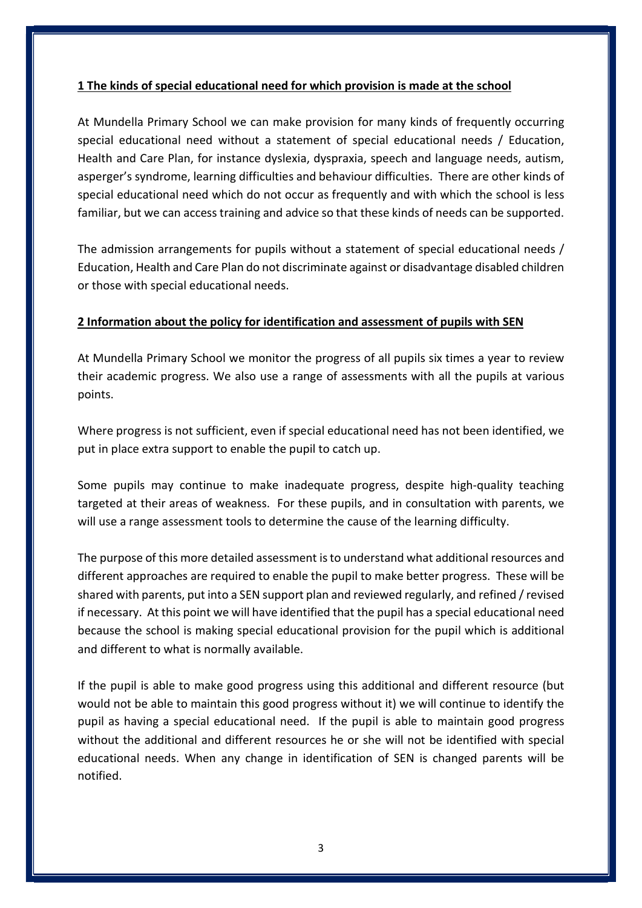## 1 The kinds of special educational need for which provision is made at the school

At Mundella Primary School we can make provision for many kinds of frequently occurring special educational need without a statement of special educational needs / Education, Health and Care Plan, for instance dyslexia, dyspraxia, speech and language needs, autism, asperger's syndrome, learning difficulties and behaviour difficulties. There are other kinds of special educational need which do not occur as frequently and with which the school is less familiar, but we can access training and advice so that these kinds of needs can be supported.

The admission arrangements for pupils without a statement of special educational needs / Education, Health and Care Plan do not discriminate against or disadvantage disabled children or those with special educational needs.

## 2 Information about the policy for identification and assessment of pupils with SEN

At Mundella Primary School we monitor the progress of all pupils six times a year to review their academic progress. We also use a range of assessments with all the pupils at various points.

Where progress is not sufficient, even if special educational need has not been identified, we put in place extra support to enable the pupil to catch up.

Some pupils may continue to make inadequate progress, despite high-quality teaching targeted at their areas of weakness. For these pupils, and in consultation with parents, we will use a range assessment tools to determine the cause of the learning difficulty.

The purpose of this more detailed assessment is to understand what additional resources and different approaches are required to enable the pupil to make better progress. These will be shared with parents, put into a SEN support plan and reviewed regularly, and refined / revised if necessary. At this point we will have identified that the pupil has a special educational need because the school is making special educational provision for the pupil which is additional and different to what is normally available.

If the pupil is able to make good progress using this additional and different resource (but would not be able to maintain this good progress without it) we will continue to identify the pupil as having a special educational need. If the pupil is able to maintain good progress without the additional and different resources he or she will not be identified with special educational needs. When any change in identification of SEN is changed parents will be notified.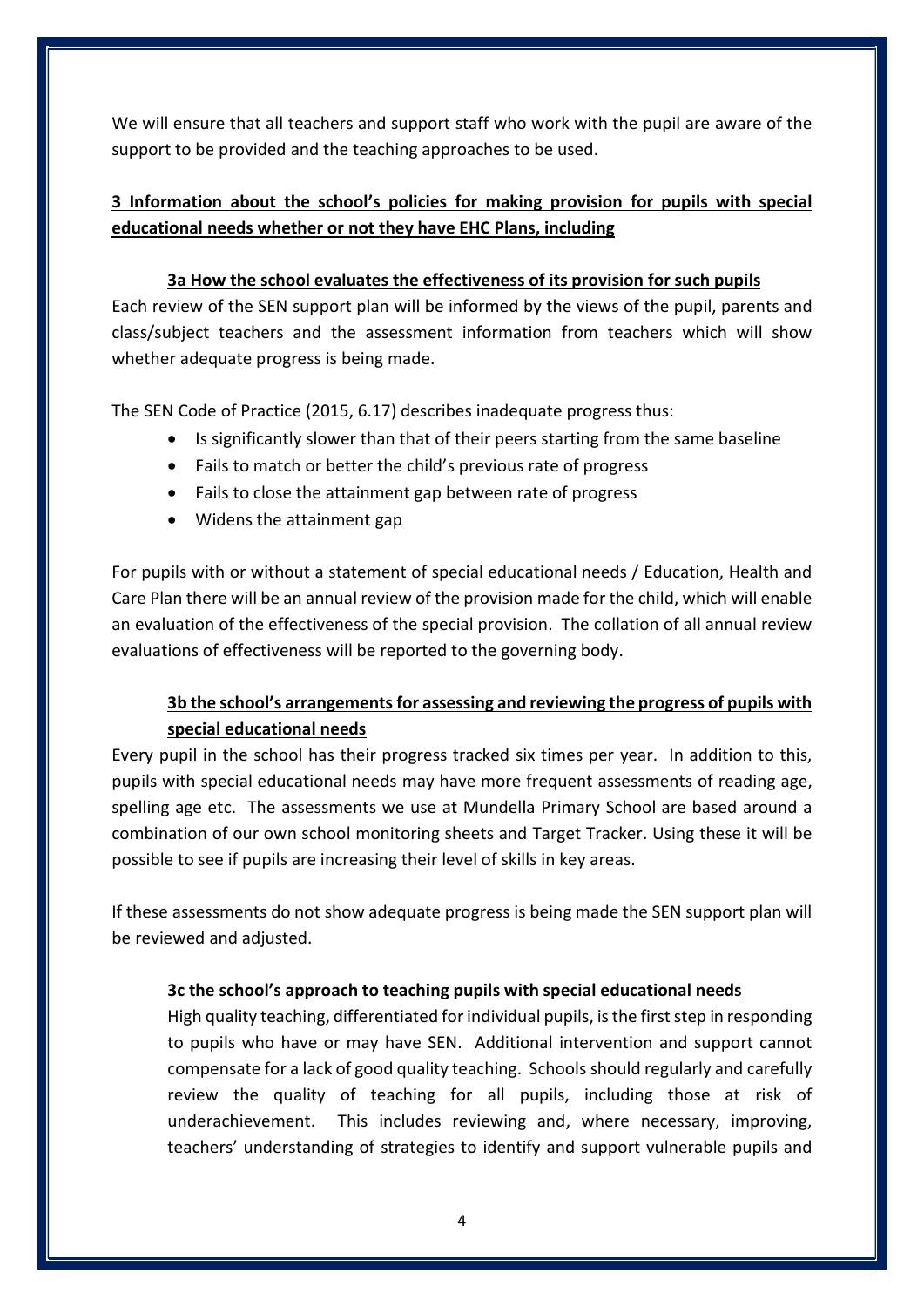We will ensure that all teachers and support staff who work with the pupil are aware of the support to be provided and the teaching approaches to be used.

## 3 Information about the school's policies for making provision for pupils with special educational needs whether or not they have EHC Plans, including

### 3a How the school evaluates the effectiveness of its provision for such pupils

Each review of the SEN support plan will be informed by the views of the pupil, parents and class/subject teachers and the assessment information from teachers which will show whether adequate progress is being made.

The SEN Code of Practice (2015, 6.17) describes inadequate progress thus:

- Is significantly slower than that of their peers starting from the same baseline
- Fails to match or better the child's previous rate of progress
- Fails to close the attainment gap between rate of progress
- Widens the attainment gap

For pupils with or without a statement of special educational needs / Education, Health and Care Plan there will be an annual review of the provision made for the child, which will enable an evaluation of the effectiveness of the special provision. The collation of all annual review evaluations of effectiveness will be reported to the governing body.

### 3b the school's arrangements for assessing and reviewing the progress of pupils with special educational needs

Every pupil in the school has their progress tracked six times per year. In addition to this, pupils with special educational needs may have more frequent assessments of reading age, spelling age etc. The assessments we use at Mundella Primary School are based around a combination of our own school monitoring sheets and Target Tracker. Using these it will be possible to see if pupils are increasing their level of skills in key areas.

If these assessments do not show adequate progress is being made the SEN support plan will be reviewed and adjusted.

### 3c the school's approach to teaching pupils with special educational needs

High quality teaching, differentiated for individual pupils, is the first step in responding to pupils who have or may have SEN. Additional intervention and support cannot compensate for a lack of good quality teaching. Schools should regularly and carefully review the quality of teaching for all pupils, including those at risk of underachievement. This includes reviewing and, where necessary, improving, teachers' understanding of strategies to identify and support vulnerable pupils and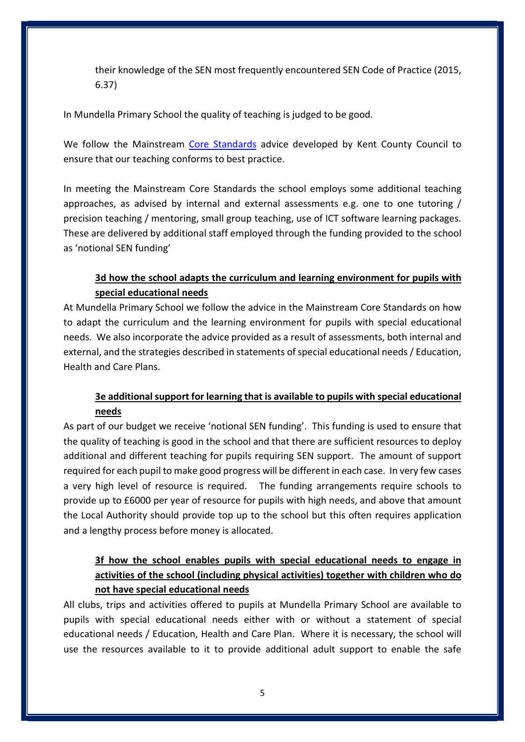their knowledge of the SEN most frequently encountered SEN Code of Practice (2015, 6.37)

In Mundella Primary School the quality of teaching is judged to be good.

We follow the Mainstream [Core Standards](Core Standards) advice developed by Kent County Council to ensure that our teaching conforms to best practice.

In meeting the Mainstream Core Standards the school employs some additional teaching approaches, as advised by internal and external assessments e.g. one to one tutoring / precision teaching / mentoring, small group teaching, use of ICT software learning packages. These are delivered by additional staff employed through the funding provided to the school as 'notional SEN funding'

**<u>3d how the school adapts the curriculum and learning environment for pupils with special educational needs</u>**

At Mundella Primary School we follow the advice in the Mainstream Core Standards on how to adapt the curriculum and the learning environment for pupils with special educational needs. We also incorporate the advice provided as a result of assessments, both internal and external, and the strategies described in statements of special educational needs / Education, Health and Care Plans.

**<u>3e additional support for learning that is available to pupils with special educational needs</u>**

As part of our budget we receive 'notional SEN funding'. This funding is used to ensure that the quality of teaching is good in the school and that there are sufficient resources to deploy additional and different teaching for pupils requiring SEN support. The amount of support required for each pupil to make good progress will be different in each case. In very few cases a very high level of resource is required. The funding arrangements require schools to provide up to £6000 per year of resource for pupils with high needs, and above that amount the Local Authority should provide top up to the school but this often requires application and a lengthy process before money is allocated.

**<u>3f how the school enables pupils with special educational needs to engage in activities of the school (including physical activities) together with children who do not have special educational needs</u>**

All clubs, trips and activities offered to pupils at Mundella Primary School are available to pupils with special educational needs either with or without a statement of special educational needs / Education, Health and Care Plan. Where it is necessary, the school will use the resources available to it to provide additional adult support to enable the safe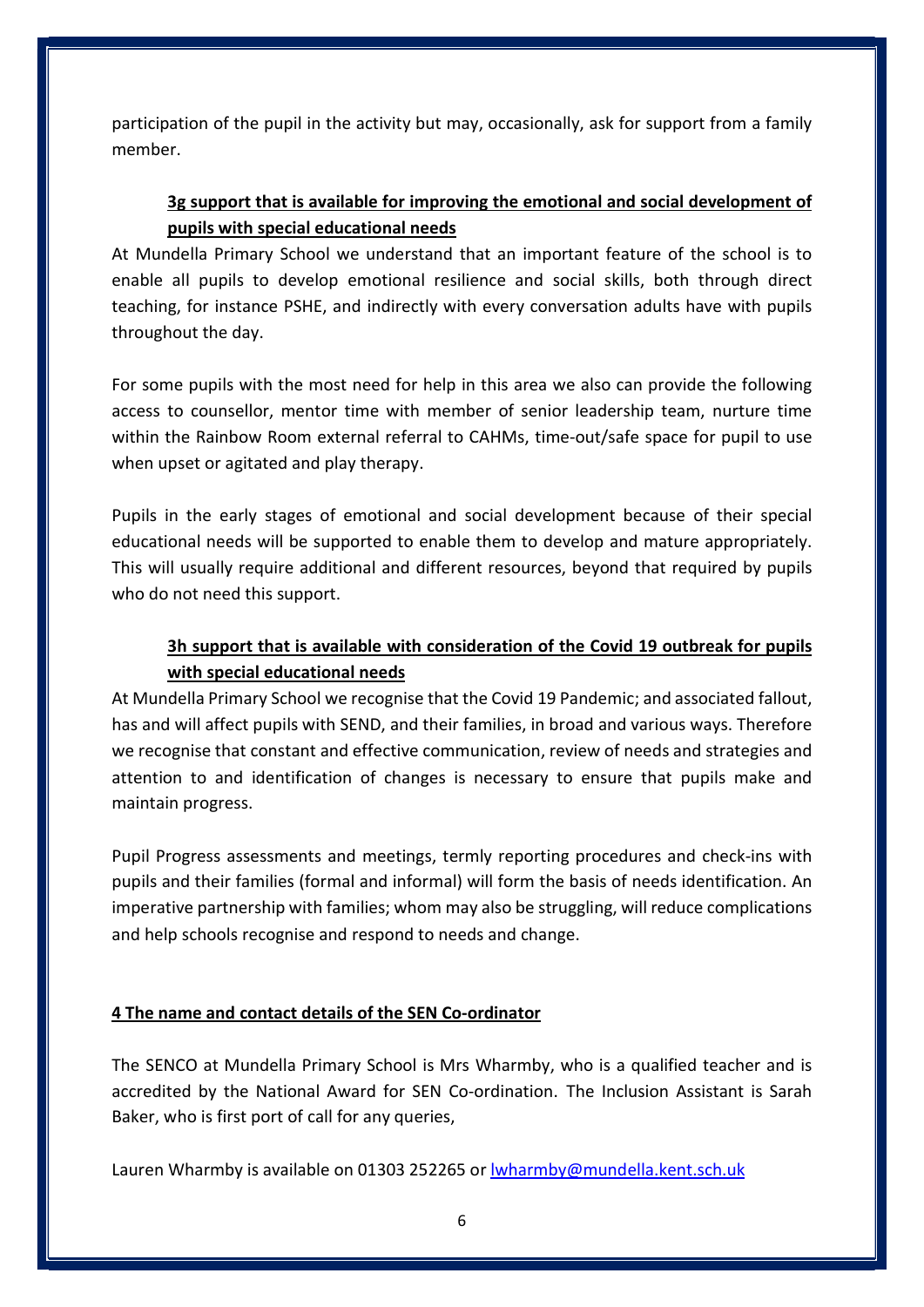participation of the pupil in the activity but may, occasionally, ask for support from a family member.

### 3g support that is available for improving the emotional and social development of pupils with special educational needs

At Mundella Primary School we understand that an important feature of the school is to enable all pupils to develop emotional resilience and social skills, both through direct teaching, for instance PSHE, and indirectly with every conversation adults have with pupils throughout the day.

For some pupils with the most need for help in this area we also can provide the following access to counsellor, mentor time with member of senior leadership team, nurture time within the Rainbow Room external referral to CAHMs, time-out/safe space for pupil to use when upset or agitated and play therapy.

Pupils in the early stages of emotional and social development because of their special educational needs will be supported to enable them to develop and mature appropriately. This will usually require additional and different resources, beyond that required by pupils who do not need this support.

### 3h support that is available with consideration of the Covid 19 outbreak for pupils with special educational needs

At Mundella Primary School we recognise that the Covid 19 Pandemic; and associated fallout, has and will affect pupils with SEND, and their families, in broad and various ways. Therefore we recognise that constant and effective communication, review of needs and strategies and attention to and identification of changes is necessary to ensure that pupils make and maintain progress.

Pupil Progress assessments and meetings, termly reporting procedures and check-ins with pupils and their families (formal and informal) will form the basis of needs identification. An imperative partnership with families; whom may also be struggling, will reduce complications and help schools recognise and respond to needs and change.

## 4 The name and contact details of the SEN Co-ordinator

The SENCO at Mundella Primary School is Mrs Wharmby, who is a qualified teacher and is accredited by the National Award for SEN Co-ordination. The Inclusion Assistant is Sarah Baker, who is first port of call for any queries,

Lauren Wharmby is available on 01303 252265 or [lwharmby@mundella.kent.sch.uk](mailto:lwharmby@mundella.kent.sch.uk)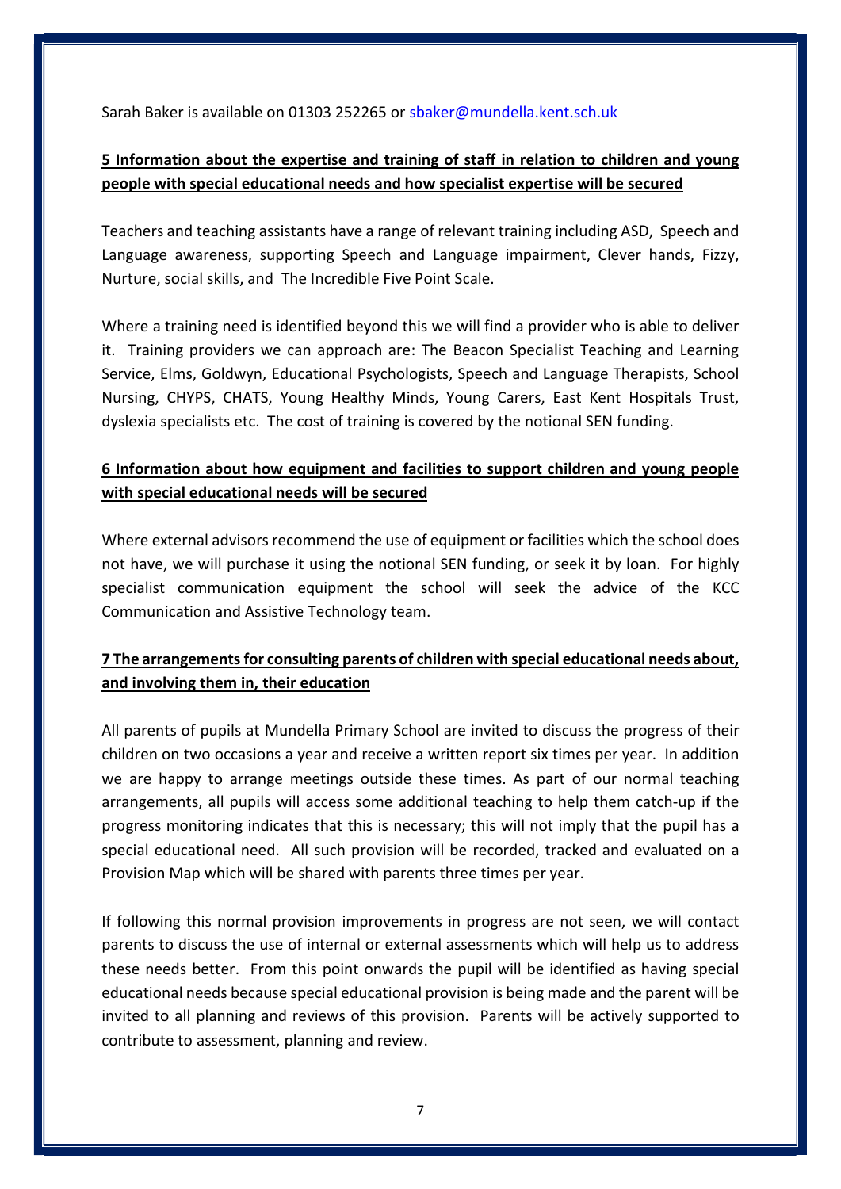Sarah Baker is available on 01303 252265 or [sbaker@mundella.kent.sch.uk](mailto:sbaker@mundella.kent.sch.uk)

## 5 Information about the expertise and training of staff in relation to children and young people with special educational needs and how specialist expertise will be secured

Teachers and teaching assistants have a range of relevant training including ASD, Speech and Language awareness, supporting Speech and Language impairment, Clever hands, Fizzy, Nurture, social skills, and The Incredible Five Point Scale.

Where a training need is identified beyond this we will find a provider who is able to deliver it. Training providers we can approach are: The Beacon Specialist Teaching and Learning Service, Elms, Goldwyn, Educational Psychologists, Speech and Language Therapists, School Nursing, CHYPS, CHATS, Young Healthy Minds, Young Carers, East Kent Hospitals Trust, dyslexia specialists etc. The cost of training is covered by the notional SEN funding.

## 6 Information about how equipment and facilities to support children and young people with special educational needs will be secured

Where external advisors recommend the use of equipment or facilities which the school does not have, we will purchase it using the notional SEN funding, or seek it by loan. For highly specialist communication equipment the school will seek the advice of the KCC Communication and Assistive Technology team.

## 7 The arrangements for consulting parents of children with special educational needs about, and involving them in, their education

All parents of pupils at Mundella Primary School are invited to discuss the progress of their children on two occasions a year and receive a written report six times per year. In addition we are happy to arrange meetings outside these times. As part of our normal teaching arrangements, all pupils will access some additional teaching to help them catch-up if the progress monitoring indicates that this is necessary; this will not imply that the pupil has a special educational need. All such provision will be recorded, tracked and evaluated on a Provision Map which will be shared with parents three times per year.

If following this normal provision improvements in progress are not seen, we will contact parents to discuss the use of internal or external assessments which will help us to address these needs better. From this point onwards the pupil will be identified as having special educational needs because special educational provision is being made and the parent will be invited to all planning and reviews of this provision. Parents will be actively supported to contribute to assessment, planning and review.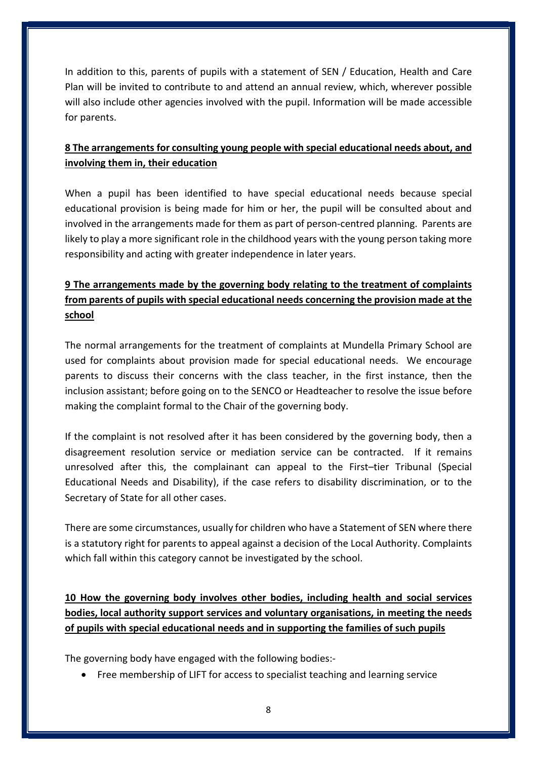In addition to this, parents of pupils with a statement of SEN / Education, Health and Care Plan will be invited to contribute to and attend an annual review, which, wherever possible will also include other agencies involved with the pupil. Information will be made accessible for parents.

## 8 The arrangements for consulting young people with special educational needs about, and involving them in, their education

When a pupil has been identified to have special educational needs because special educational provision is being made for him or her, the pupil will be consulted about and involved in the arrangements made for them as part of person-centred planning. Parents are likely to play a more significant role in the childhood years with the young person taking more responsibility and acting with greater independence in later years.

## 9 The arrangements made by the governing body relating to the treatment of complaints from parents of pupils with special educational needs concerning the provision made at the school

The normal arrangements for the treatment of complaints at Mundella Primary School are used for complaints about provision made for special educational needs. We encourage parents to discuss their concerns with the class teacher, in the first instance, then the inclusion assistant; before going on to the SENCO or Headteacher to resolve the issue before making the complaint formal to the Chair of the governing body.

If the complaint is not resolved after it has been considered by the governing body, then a disagreement resolution service or mediation service can be contracted. If it remains unresolved after this, the complainant can appeal to the First–tier Tribunal (Special Educational Needs and Disability), if the case refers to disability discrimination, or to the Secretary of State for all other cases.

There are some circumstances, usually for children who have a Statement of SEN where there is a statutory right for parents to appeal against a decision of the Local Authority. Complaints which fall within this category cannot be investigated by the school.

## 10 How the governing body involves other bodies, including health and social services bodies, local authority support services and voluntary organisations, in meeting the needs of pupils with special educational needs and in supporting the families of such pupils

The governing body have engaged with the following bodies:-

- Free membership of LIFT for access to specialist teaching and learning service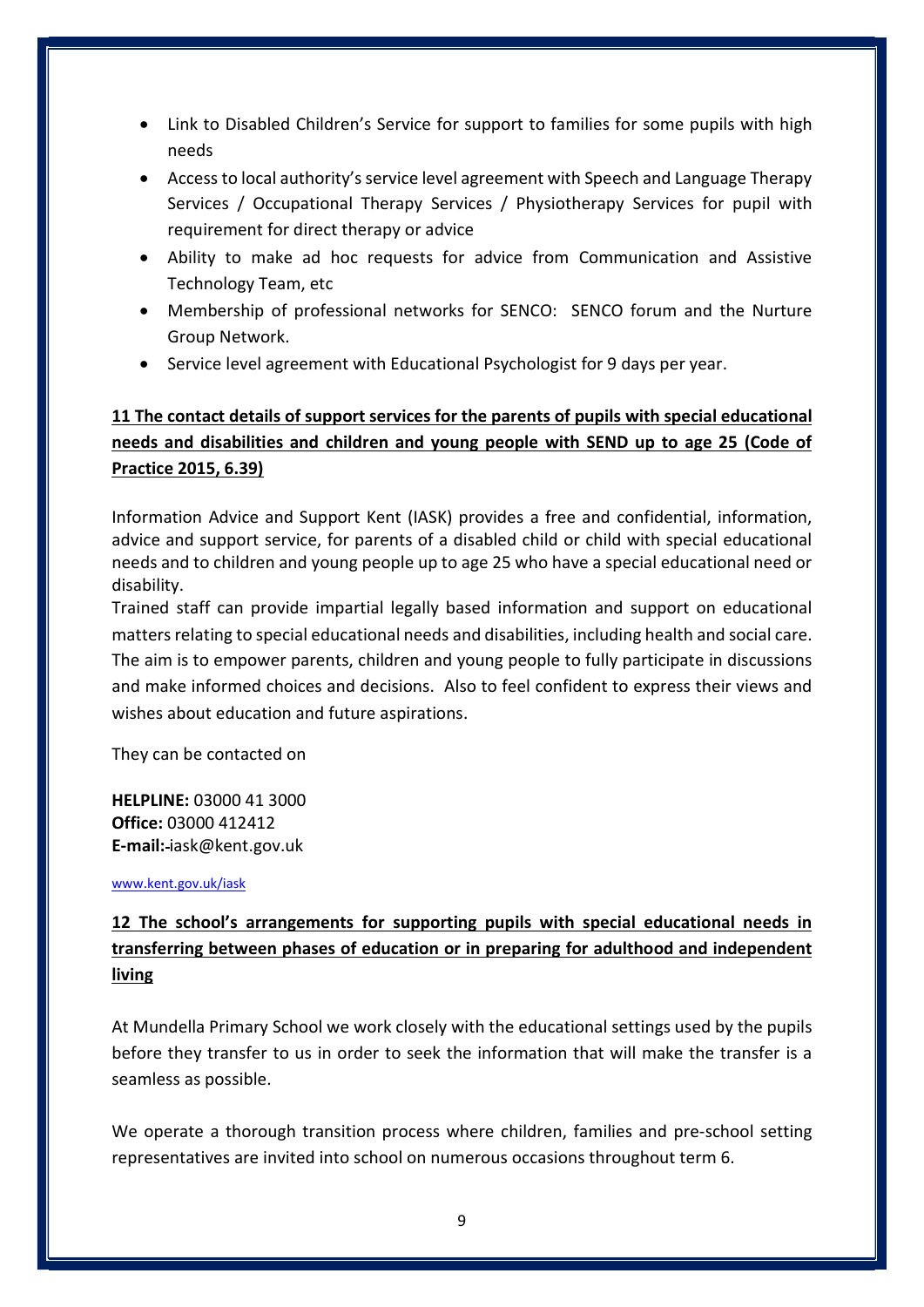- Link to Disabled Children's Service for support to families for some pupils with high needs
- Access to local authority's service level agreement with Speech and Language Therapy Services / Occupational Therapy Services / Physiotherapy Services for pupil with requirement for direct therapy or advice
- Ability to make ad hoc requests for advice from Communication and Assistive Technology Team, etc
- Membership of professional networks for SENCO: SENCO forum and the Nurture Group Network.
- Service level agreement with Educational Psychologist for 9 days per year.

## 11 The contact details of support services for the parents of pupils with special educational needs and disabilities and children and young people with SEND up to age 25 (Code of Practice 2015, 6.39)

Information Advice and Support Kent (IASK) provides a free and confidential, information, advice and support service, for parents of a disabled child or child with special educational needs and to children and young people up to age 25 who have a special educational need or disability.

Trained staff can provide impartial legally based information and support on educational matters relating to special educational needs and disabilities, including health and social care. The aim is to empower parents, children and young people to fully participate in discussions and make informed choices and decisions. Also to feel confident to express their views and wishes about education and future aspirations.

They can be contacted on

**HELPLINE:** 03000 41 3000
**Office:** 03000 412412
**E-mail:** iask@kent.gov.uk

www.kent.gov.uk/iask

## 12 The school's arrangements for supporting pupils with special educational needs in transferring between phases of education or in preparing for adulthood and independent living

At Mundella Primary School we work closely with the educational settings used by the pupils before they transfer to us in order to seek the information that will make the transfer is a seamless as possible.

We operate a thorough transition process where children, families and pre-school setting representatives are invited into school on numerous occasions throughout term 6.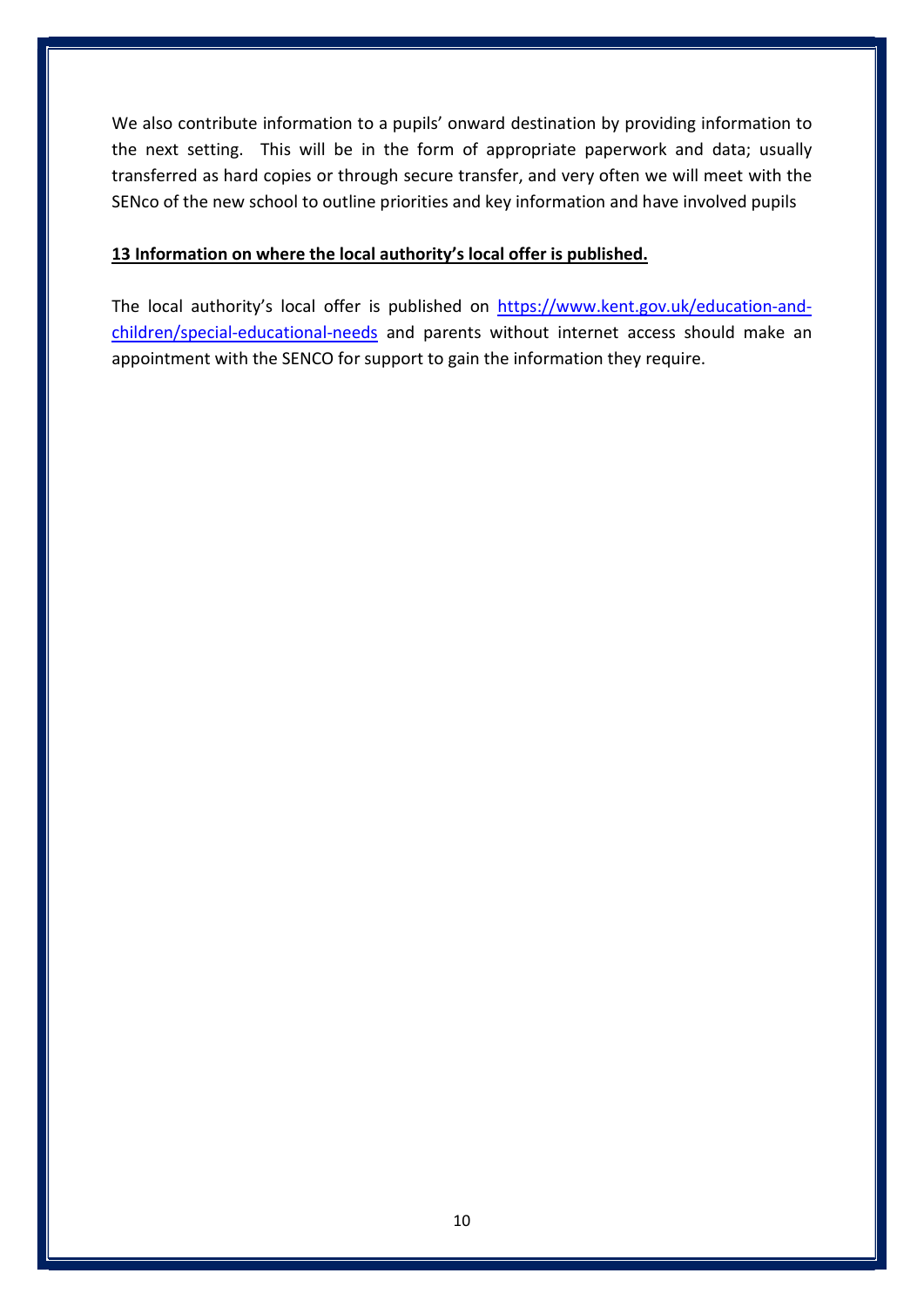We also contribute information to a pupils' onward destination by providing information to the next setting. This will be in the form of appropriate paperwork and data; usually transferred as hard copies or through secure transfer, and very often we will meet with the SENco of the new school to outline priorities and key information and have involved pupils

**13 Information on where the local authority's local offer is published.**

The local authority's local offer is published on [https://www.kent.gov.uk/education-and-children/special-educational-needs](https://www.kent.gov.uk/education-and-children/special-educational-needs) and parents without internet access should make an appointment with the SENCO for support to gain the information they require.